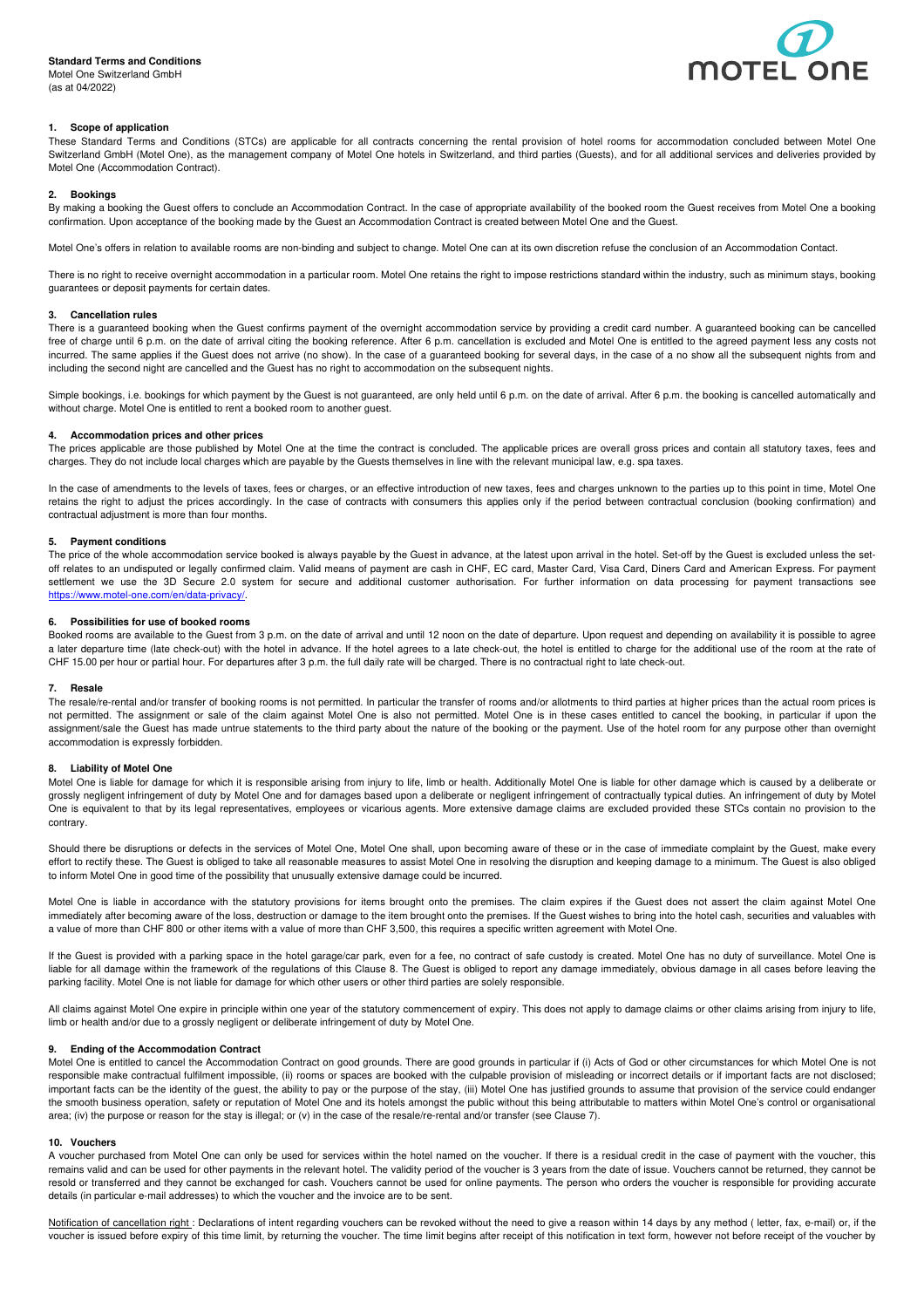**Standard Terms and Conditions**
Motel One Switzerland GmbH
(as at 04/2022)

## 1. Scope of application

These Standard Terms and Conditions (STCs) are applicable for all contracts concerning the rental provision of hotel rooms for accommodation concluded between Motel One Switzerland GmbH (Motel One), as the management company of Motel One hotels in Switzerland, and third parties (Guests), and for all additional services and deliveries provided by Motel One (Accommodation Contract).

## 2. Bookings

By making a booking the Guest offers to conclude an Accommodation Contract. In the case of appropriate availability of the booked room the Guest receives from Motel One a booking confirmation. Upon acceptance of the booking made by the Guest an Accommodation Contract is created between Motel One and the Guest.

Motel One's offers in relation to available rooms are non-binding and subject to change. Motel One can at its own discretion refuse the conclusion of an Accommodation Contact.

There is no right to receive overnight accommodation in a particular room. Motel One retains the right to impose restrictions standard within the industry, such as minimum stays, booking guarantees or deposit payments for certain dates.

## 3. Cancellation rules

There is a guaranteed booking when the Guest confirms payment of the overnight accommodation service by providing a credit card number. A guaranteed booking can be cancelled free of charge until 6 p.m. on the date of arrival citing the booking reference. After 6 p.m. cancellation is excluded and Motel One is entitled to the agreed payment less any costs not incurred. The same applies if the Guest does not arrive (no show). In the case of a guaranteed booking for several days, in the case of a no show all the subsequent nights from and including the second night are cancelled and the Guest has no right to accommodation on the subsequent nights.

Simple bookings, i.e. bookings for which payment by the Guest is not guaranteed, are only held until 6 p.m. on the date of arrival. After 6 p.m. the booking is cancelled automatically and without charge. Motel One is entitled to rent a booked room to another guest.

## 4. Accommodation prices and other prices

The prices applicable are those published by Motel One at the time the contract is concluded. The applicable prices are overall gross prices and contain all statutory taxes, fees and charges. They do not include local charges which are payable by the Guests themselves in line with the relevant municipal law, e.g. spa taxes.

In the case of amendments to the levels of taxes, fees or charges, or an effective introduction of new taxes, fees and charges unknown to the parties up to this point in time, Motel One retains the right to adjust the prices accordingly. In the case of contracts with consumers this applies only if the period between contractual conclusion (booking confirmation) and contractual adjustment is more than four months.

## 5. Payment conditions

The price of the whole accommodation service booked is always payable by the Guest in advance, at the latest upon arrival in the hotel. Set-off by the Guest is excluded unless the set-off relates to an undisputed or legally confirmed claim. Valid means of payment are cash in CHF, EC card, Master Card, Visa Card, Diners Card and American Express. For payment settlement we use the 3D Secure 2.0 system for secure and additional customer authorisation. For further information on data processing for payment transactions see https://www.motel-one.com/en/data-privacy/.

## 6. Possibilities for use of booked rooms

Booked rooms are available to the Guest from 3 p.m. on the date of arrival and until 12 noon on the date of departure. Upon request and depending on availability it is possible to agree a later departure time (late check-out) with the hotel in advance. If the hotel agrees to a late check-out, the hotel is entitled to charge for the additional use of the room at the rate of CHF 15.00 per hour or partial hour. For departures after 3 p.m. the full daily rate will be charged. There is no contractual right to late check-out.

## 7. Resale

The resale/re-rental and/or transfer of booking rooms is not permitted. In particular the transfer of rooms and/or allotments to third parties at higher prices than the actual room prices is not permitted. The assignment or sale of the claim against Motel One is also not permitted. Motel One is in these cases entitled to cancel the booking, in particular if upon the assignment/sale the Guest has made untrue statements to the third party about the nature of the booking or the payment. Use of the hotel room for any purpose other than overnight accommodation is expressly forbidden.

## 8. Liability of Motel One

Motel One is liable for damage for which it is responsible arising from injury to life, limb or health. Additionally Motel One is liable for other damage which is caused by a deliberate or grossly negligent infringement of duty by Motel One and for damages based upon a deliberate or negligent infringement of contractually typical duties. An infringement of duty by Motel One is equivalent to that by its legal representatives, employees or vicarious agents. More extensive damage claims are excluded provided these STCs contain no provision to the contrary.

Should there be disruptions or defects in the services of Motel One, Motel One shall, upon becoming aware of these or in the case of immediate complaint by the Guest, make every effort to rectify these. The Guest is obliged to take all reasonable measures to assist Motel One in resolving the disruption and keeping damage to a minimum. The Guest is also obliged to inform Motel One in good time of the possibility that unusually extensive damage could be incurred.

Motel One is liable in accordance with the statutory provisions for items brought onto the premises. The claim expires if the Guest does not assert the claim against Motel One immediately after becoming aware of the loss, destruction or damage to the item brought onto the premises. If the Guest wishes to bring into the hotel cash, securities and valuables with a value of more than CHF 800 or other items with a value of more than CHF 3,500, this requires a specific written agreement with Motel One.

If the Guest is provided with a parking space in the hotel garage/car park, even for a fee, no contract of safe custody is created. Motel One has no duty of surveillance. Motel One is liable for all damage within the framework of the regulations of this Clause 8. The Guest is obliged to report any damage immediately, obvious damage in all cases before leaving the parking facility. Motel One is not liable for damage for which other users or other third parties are solely responsible.

All claims against Motel One expire in principle within one year of the statutory commencement of expiry. This does not apply to damage claims or other claims arising from injury to life, limb or health and/or due to a grossly negligent or deliberate infringement of duty by Motel One.

## 9. Ending of the Accommodation Contract

Motel One is entitled to cancel the Accommodation Contract on good grounds. There are good grounds in particular if (i) Acts of God or other circumstances for which Motel One is not responsible make contractual fulfilment impossible, (ii) rooms or spaces are booked with the culpable provision of misleading or incorrect details or if important facts are not disclosed; important facts can be the identity of the guest, the ability to pay or the purpose of the stay, (iii) Motel One has justified grounds to assume that provision of the service could endanger the smooth business operation, safety or reputation of Motel One and its hotels amongst the public without this being attributable to matters within Motel One's control or organisational area; (iv) the purpose or reason for the stay is illegal; or (v) in the case of the resale/re-rental and/or transfer (see Clause 7).

## 10. Vouchers

A voucher purchased from Motel One can only be used for services within the hotel named on the voucher. If there is a residual credit in the case of payment with the voucher, this remains valid and can be used for other payments in the relevant hotel. The validity period of the voucher is 3 years from the date of issue. Vouchers cannot be returned, they cannot be resold or transferred and they cannot be exchanged for cash. Vouchers cannot be used for online payments. The person who orders the voucher is responsible for providing accurate details (in particular e-mail addresses) to which the voucher and the invoice are to be sent.

Notification of cancellation right : Declarations of intent regarding vouchers can be revoked without the need to give a reason within 14 days by any method ( letter, fax, e-mail) or, if the voucher is issued before expiry of this time limit, by returning the voucher. The time limit begins after receipt of this notification in text form, however not before receipt of the voucher by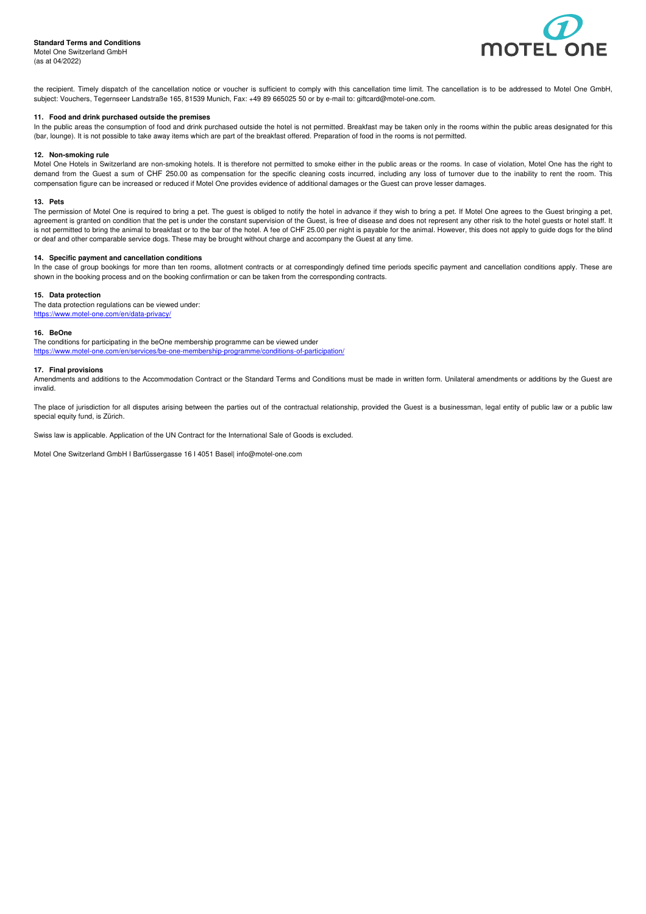the recipient. Timely dispatch of the cancellation notice or voucher is sufficient to comply with this cancellation time limit. The cancellation is to be addressed to Motel One GmbH, subject: Vouchers, Tegernseer Landstraße 165, 81539 Munich, Fax: +49 89 665025 50 or by e-mail to: giftcard@motel-one.com.

### 11. Food and drink purchased outside the premises

In the public areas the consumption of food and drink purchased outside the hotel is not permitted. Breakfast may be taken only in the rooms within the public areas designated for this (bar, lounge). It is not possible to take away items which are part of the breakfast offered. Preparation of food in the rooms is not permitted.

### 12. Non-smoking rule

Motel One Hotels in Switzerland are non-smoking hotels. It is therefore not permitted to smoke either in the public areas or the rooms. In case of violation, Motel One has the right to demand from the Guest a sum of CHF 250.00 as compensation for the specific cleaning costs incurred, including any loss of turnover due to the inability to rent the room. This compensation figure can be increased or reduced if Motel One provides evidence of additional damages or the Guest can prove lesser damages.

### 13. Pets

The permission of Motel One is required to bring a pet. The guest is obliged to notify the hotel in advance if they wish to bring a pet. If Motel One agrees to the Guest bringing a pet, agreement is granted on condition that the pet is under the constant supervision of the Guest, is free of disease and does not represent any other risk to the hotel guests or hotel staff. It is not permitted to bring the animal to breakfast or to the bar of the hotel. A fee of CHF 25.00 per night is payable for the animal. However, this does not apply to guide dogs for the blind or deaf and other comparable service dogs. These may be brought without charge and accompany the Guest at any time.

### 14. Specific payment and cancellation conditions

In the case of group bookings for more than ten rooms, allotment contracts or at correspondingly defined time periods specific payment and cancellation conditions apply. These are shown in the booking process and on the booking confirmation or can be taken from the corresponding contracts.

### 15. Data protection

The data protection regulations can be viewed under:
https://www.motel-one.com/en/data-privacy/

### 16. BeOne

The conditions for participating in the beOne membership programme can be viewed under
https://www.motel-one.com/en/services/be-one-membership-programme/conditions-of-participation/

### 17. Final provisions

Amendments and additions to the Accommodation Contract or the Standard Terms and Conditions must be made in written form. Unilateral amendments or additions by the Guest are invalid.

The place of jurisdiction for all disputes arising between the parties out of the contractual relationship, provided the Guest is a businessman, legal entity of public law or a public law special equity fund, is Zürich.

Swiss law is applicable. Application of the UN Contract for the International Sale of Goods is excluded.

Motel One Switzerland GmbH I Barfüssergasse 16 I 4051 Basel| info@motel-one.com